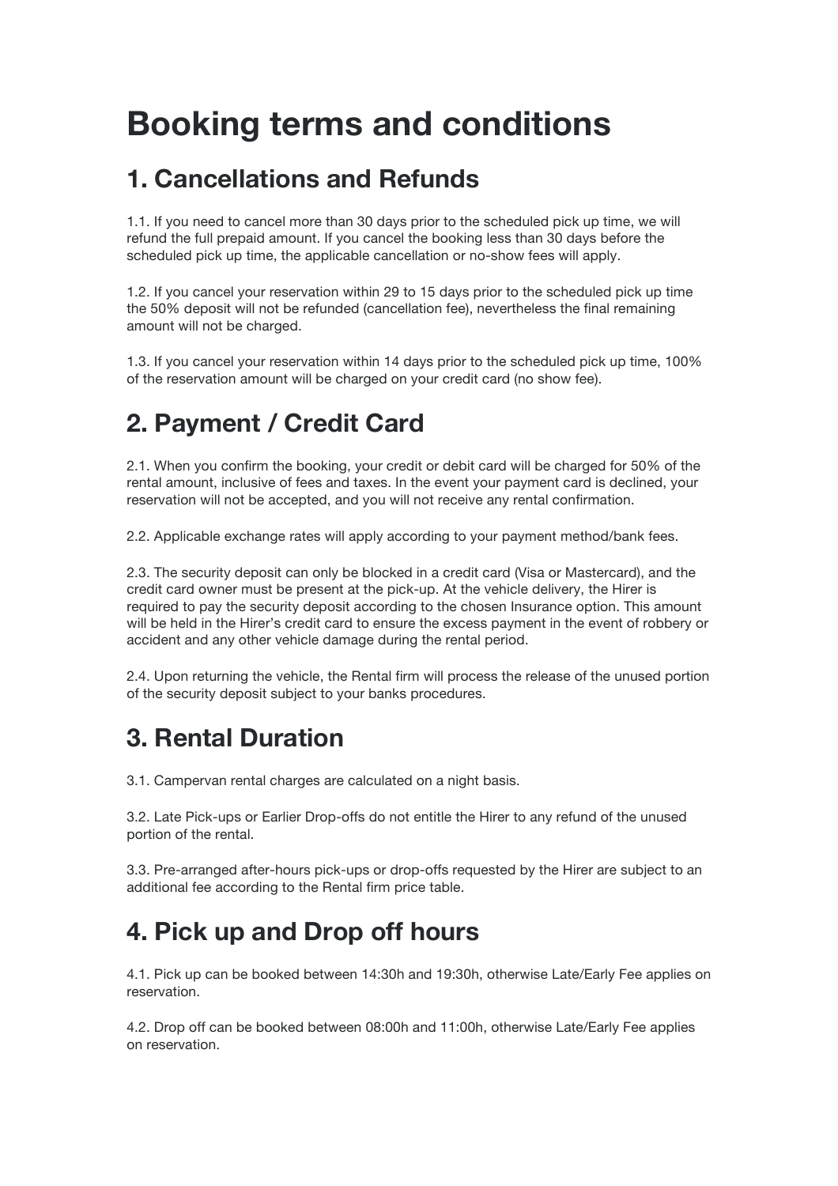# Booking terms and conditions

## 1. Cancellations and Refunds

1.1. If you need to cancel more than 30 days prior to the scheduled pick up time, we will refund the full prepaid amount. If you cancel the booking less than 30 days before the scheduled pick up time, the applicable cancellation or no-show fees will apply.

1.2. If you cancel your reservation within 29 to 15 days prior to the scheduled pick up time the 50% deposit will not be refunded (cancellation fee), nevertheless the final remaining amount will not be charged.

1.3. If you cancel your reservation within 14 days prior to the scheduled pick up time, 100% of the reservation amount will be charged on your credit card (no show fee).

## 2. Payment / Credit Card

2.1. When you confirm the booking, your credit or debit card will be charged for 50% of the rental amount, inclusive of fees and taxes. In the event your payment card is declined, your reservation will not be accepted, and you will not receive any rental confirmation.

2.2. Applicable exchange rates will apply according to your payment method/bank fees.

2.3. The security deposit can only be blocked in a credit card (Visa or Mastercard), and the credit card owner must be present at the pick-up. At the vehicle delivery, the Hirer is required to pay the security deposit according to the chosen Insurance option. This amount will be held in the Hirer's credit card to ensure the excess payment in the event of robbery or accident and any other vehicle damage during the rental period.

2.4. Upon returning the vehicle, the Rental firm will process the release of the unused portion of the security deposit subject to your banks procedures.

## 3. Rental Duration

3.1. Campervan rental charges are calculated on a night basis.

3.2. Late Pick-ups or Earlier Drop-offs do not entitle the Hirer to any refund of the unused portion of the rental.

3.3. Pre-arranged after-hours pick-ups or drop-offs requested by the Hirer are subject to an additional fee according to the Rental firm price table.

## 4. Pick up and Drop off hours

4.1. Pick up can be booked between 14:30h and 19:30h, otherwise Late/Early Fee applies on reservation.

4.2. Drop off can be booked between 08:00h and 11:00h, otherwise Late/Early Fee applies on reservation.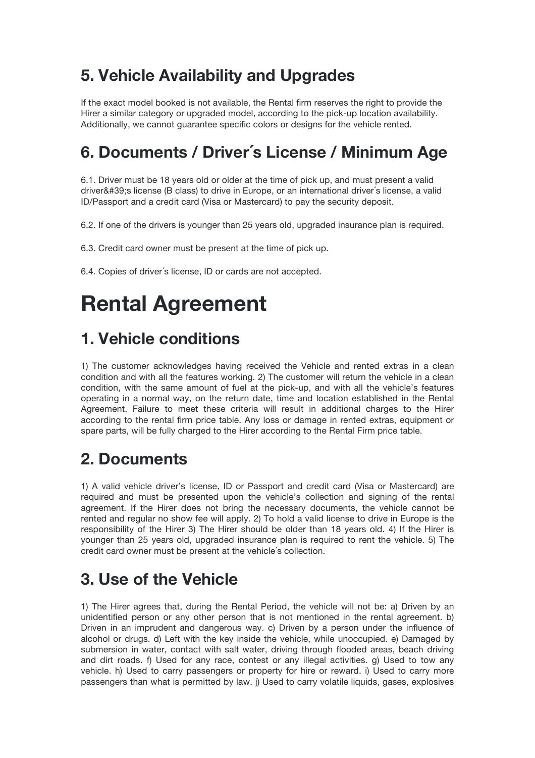## 5. Vehicle Availability and Upgrades

If the exact model booked is not available, the Rental firm reserves the right to provide the Hirer a similar category or upgraded model, according to the pick-up location availability. Additionally, we cannot guarantee specific colors or designs for the vehicle rented.

## 6. Documents / Driver´s License / Minimum Age

6.1. Driver must be 18 years old or older at the time of pick up, and must present a valid driver&#39;s license (B class) to drive in Europe, or an international driver´s license, a valid ID/Passport and a credit card (Visa or Mastercard) to pay the security deposit.

6.2. If one of the drivers is younger than 25 years old, upgraded insurance plan is required.

6.3. Credit card owner must be present at the time of pick up.

6.4. Copies of driver´s license, ID or cards are not accepted.

# Rental Agreement

## 1. Vehicle conditions

1) The customer acknowledges having received the Vehicle and rented extras in a clean condition and with all the features working. 2) The customer will return the vehicle in a clean condition, with the same amount of fuel at the pick-up, and with all the vehicle's features operating in a normal way, on the return date, time and location established in the Rental Agreement. Failure to meet these criteria will result in additional charges to the Hirer according to the rental firm price table. Any loss or damage in rented extras, equipment or spare parts, will be fully charged to the Hirer according to the Rental Firm price table.

## 2. Documents

1) A valid vehicle driver's license, ID or Passport and credit card (Visa or Mastercard) are required and must be presented upon the vehicle's collection and signing of the rental agreement. If the Hirer does not bring the necessary documents, the vehicle cannot be rented and regular no show fee will apply. 2) To hold a valid license to drive in Europe is the responsibility of the Hirer 3) The Hirer should be older than 18 years old. 4) If the Hirer is younger than 25 years old, upgraded insurance plan is required to rent the vehicle. 5) The credit card owner must be present at the vehicle´s collection.

## 3. Use of the Vehicle

1) The Hirer agrees that, during the Rental Period, the vehicle will not be: a) Driven by an unidentified person or any other person that is not mentioned in the rental agreement. b) Driven in an imprudent and dangerous way. c) Driven by a person under the influence of alcohol or drugs. d) Left with the key inside the vehicle, while unoccupied. e) Damaged by submersion in water, contact with salt water, driving through flooded areas, beach driving and dirt roads. f) Used for any race, contest or any illegal activities. g) Used to tow any vehicle. h) Used to carry passengers or property for hire or reward. i) Used to carry more passengers than what is permitted by law. j) Used to carry volatile liquids, gases, explosives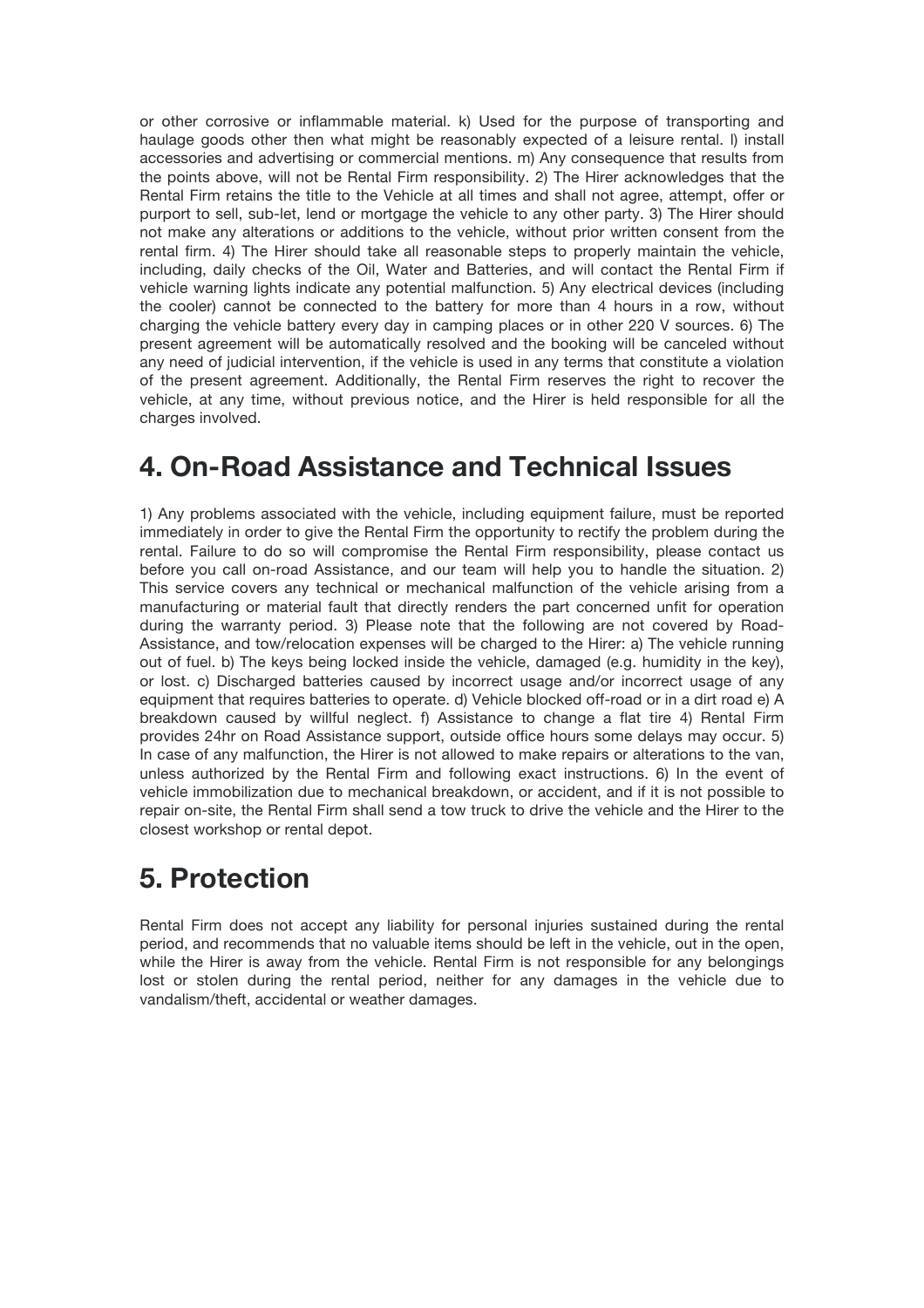or other corrosive or inflammable material. k) Used for the purpose of transporting and haulage goods other then what might be reasonably expected of a leisure rental. l) install accessories and advertising or commercial mentions. m) Any consequence that results from the points above, will not be Rental Firm responsibility. 2) The Hirer acknowledges that the Rental Firm retains the title to the Vehicle at all times and shall not agree, attempt, offer or purport to sell, sub-let, lend or mortgage the vehicle to any other party. 3) The Hirer should not make any alterations or additions to the vehicle, without prior written consent from the rental firm. 4) The Hirer should take all reasonable steps to properly maintain the vehicle, including, daily checks of the Oil, Water and Batteries, and will contact the Rental Firm if vehicle warning lights indicate any potential malfunction. 5) Any electrical devices (including the cooler) cannot be connected to the battery for more than 4 hours in a row, without charging the vehicle battery every day in camping places or in other 220 V sources. 6) The present agreement will be automatically resolved and the booking will be canceled without any need of judicial intervention, if the vehicle is used in any terms that constitute a violation of the present agreement. Additionally, the Rental Firm reserves the right to recover the vehicle, at any time, without previous notice, and the Hirer is held responsible for all the charges involved.

## 4. On-Road Assistance and Technical Issues

1) Any problems associated with the vehicle, including equipment failure, must be reported immediately in order to give the Rental Firm the opportunity to rectify the problem during the rental. Failure to do so will compromise the Rental Firm responsibility, please contact us before you call on-road Assistance, and our team will help you to handle the situation. 2) This service covers any technical or mechanical malfunction of the vehicle arising from a manufacturing or material fault that directly renders the part concerned unfit for operation during the warranty period. 3) Please note that the following are not covered by Road-Assistance, and tow/relocation expenses will be charged to the Hirer: a) The vehicle running out of fuel. b) The keys being locked inside the vehicle, damaged (e.g. humidity in the key), or lost. c) Discharged batteries caused by incorrect usage and/or incorrect usage of any equipment that requires batteries to operate. d) Vehicle blocked off-road or in a dirt road e) A breakdown caused by willful neglect. f) Assistance to change a flat tire 4) Rental Firm provides 24hr on Road Assistance support, outside office hours some delays may occur. 5) In case of any malfunction, the Hirer is not allowed to make repairs or alterations to the van, unless authorized by the Rental Firm and following exact instructions. 6) In the event of vehicle immobilization due to mechanical breakdown, or accident, and if it is not possible to repair on-site, the Rental Firm shall send a tow truck to drive the vehicle and the Hirer to the closest workshop or rental depot.

## 5. Protection

Rental Firm does not accept any liability for personal injuries sustained during the rental period, and recommends that no valuable items should be left in the vehicle, out in the open, while the Hirer is away from the vehicle. Rental Firm is not responsible for any belongings lost or stolen during the rental period, neither for any damages in the vehicle due to vandalism/theft, accidental or weather damages.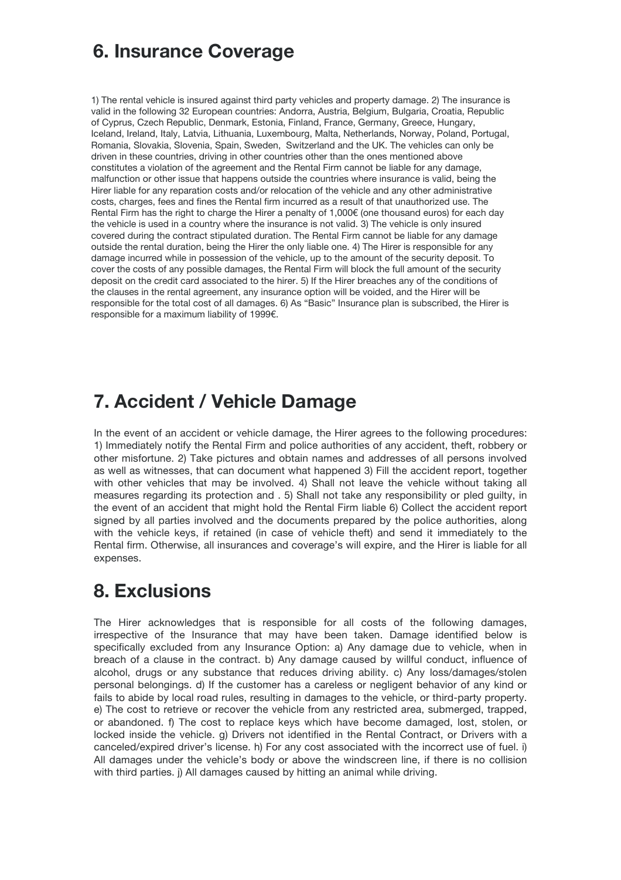## 6. Insurance Coverage

1) The rental vehicle is insured against third party vehicles and property damage. 2) The insurance is valid in the following 32 European countries: Andorra, Austria, Belgium, Bulgaria, Croatia, Republic of Cyprus, Czech Republic, Denmark, Estonia, Finland, France, Germany, Greece, Hungary, Iceland, Ireland, Italy, Latvia, Lithuania, Luxembourg, Malta, Netherlands, Norway, Poland, Portugal, Romania, Slovakia, Slovenia, Spain, Sweden, Switzerland and the UK. The vehicles can only be driven in these countries, driving in other countries other than the ones mentioned above constitutes a violation of the agreement and the Rental Firm cannot be liable for any damage, malfunction or other issue that happens outside the countries where insurance is valid, being the Hirer liable for any reparation costs and/or relocation of the vehicle and any other administrative costs, charges, fees and fines the Rental firm incurred as a result of that unauthorized use. The Rental Firm has the right to charge the Hirer a penalty of 1,000€ (one thousand euros) for each day the vehicle is used in a country where the insurance is not valid. 3) The vehicle is only insured covered during the contract stipulated duration. The Rental Firm cannot be liable for any damage outside the rental duration, being the Hirer the only liable one. 4) The Hirer is responsible for any damage incurred while in possession of the vehicle, up to the amount of the security deposit. To cover the costs of any possible damages, the Rental Firm will block the full amount of the security deposit on the credit card associated to the hirer. 5) If the Hirer breaches any of the conditions of the clauses in the rental agreement, any insurance option will be voided, and the Hirer will be responsible for the total cost of all damages. 6) As "Basic" Insurance plan is subscribed, the Hirer is responsible for a maximum liability of 1999€.

## 7. Accident / Vehicle Damage

In the event of an accident or vehicle damage, the Hirer agrees to the following procedures: 1) Immediately notify the Rental Firm and police authorities of any accident, theft, robbery or other misfortune. 2) Take pictures and obtain names and addresses of all persons involved as well as witnesses, that can document what happened 3) Fill the accident report, together with other vehicles that may be involved. 4) Shall not leave the vehicle without taking all measures regarding its protection and . 5) Shall not take any responsibility or pled guilty, in the event of an accident that might hold the Rental Firm liable 6) Collect the accident report signed by all parties involved and the documents prepared by the police authorities, along with the vehicle keys, if retained (in case of vehicle theft) and send it immediately to the Rental firm. Otherwise, all insurances and coverage's will expire, and the Hirer is liable for all expenses.

## 8. Exclusions

The Hirer acknowledges that is responsible for all costs of the following damages, irrespective of the Insurance that may have been taken. Damage identified below is specifically excluded from any Insurance Option: a) Any damage due to vehicle, when in breach of a clause in the contract. b) Any damage caused by willful conduct, influence of alcohol, drugs or any substance that reduces driving ability. c) Any loss/damages/stolen personal belongings. d) If the customer has a careless or negligent behavior of any kind or fails to abide by local road rules, resulting in damages to the vehicle, or third-party property. e) The cost to retrieve or recover the vehicle from any restricted area, submerged, trapped, or abandoned. f) The cost to replace keys which have become damaged, lost, stolen, or locked inside the vehicle. g) Drivers not identified in the Rental Contract, or Drivers with a canceled/expired driver's license. h) For any cost associated with the incorrect use of fuel. i) All damages under the vehicle's body or above the windscreen line, if there is no collision with third parties. j) All damages caused by hitting an animal while driving.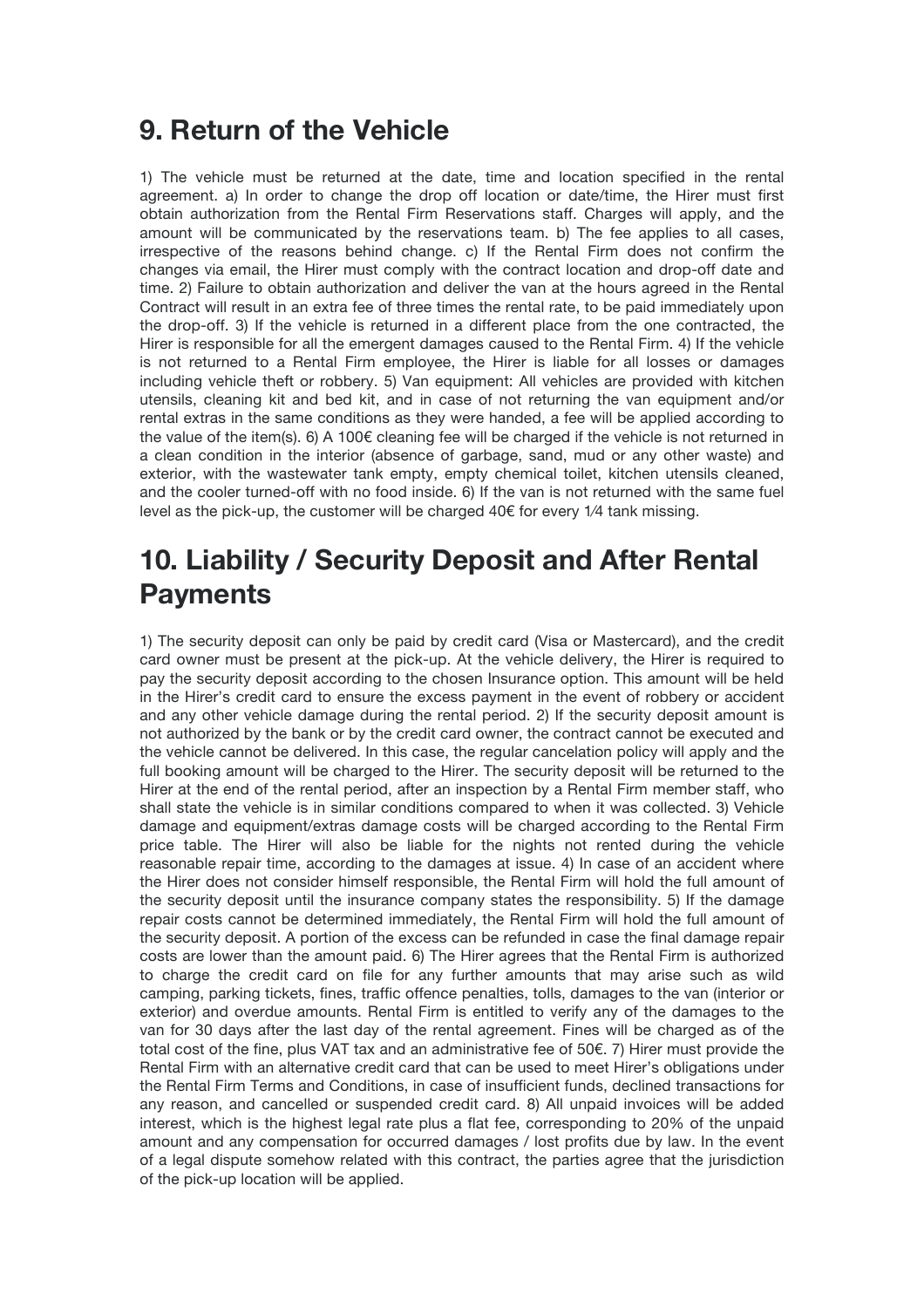## 9. Return of the Vehicle

1) The vehicle must be returned at the date, time and location specified in the rental agreement. a) In order to change the drop off location or date/time, the Hirer must first obtain authorization from the Rental Firm Reservations staff. Charges will apply, and the amount will be communicated by the reservations team. b) The fee applies to all cases, irrespective of the reasons behind change. c) If the Rental Firm does not confirm the changes via email, the Hirer must comply with the contract location and drop-off date and time. 2) Failure to obtain authorization and deliver the van at the hours agreed in the Rental Contract will result in an extra fee of three times the rental rate, to be paid immediately upon the drop-off. 3) If the vehicle is returned in a different place from the one contracted, the Hirer is responsible for all the emergent damages caused to the Rental Firm. 4) If the vehicle is not returned to a Rental Firm employee, the Hirer is liable for all losses or damages including vehicle theft or robbery. 5) Van equipment: All vehicles are provided with kitchen utensils, cleaning kit and bed kit, and in case of not returning the van equipment and/or rental extras in the same conditions as they were handed, a fee will be applied according to the value of the item(s). 6) A 100€ cleaning fee will be charged if the vehicle is not returned in a clean condition in the interior (absence of garbage, sand, mud or any other waste) and exterior, with the wastewater tank empty, empty chemical toilet, kitchen utensils cleaned, and the cooler turned-off with no food inside. 6) If the van is not returned with the same fuel level as the pick-up, the customer will be charged 40€ for every 1⁄4 tank missing.

## 10. Liability / Security Deposit and After Rental Payments

1) The security deposit can only be paid by credit card (Visa or Mastercard), and the credit card owner must be present at the pick-up. At the vehicle delivery, the Hirer is required to pay the security deposit according to the chosen Insurance option. This amount will be held in the Hirer's credit card to ensure the excess payment in the event of robbery or accident and any other vehicle damage during the rental period. 2) If the security deposit amount is not authorized by the bank or by the credit card owner, the contract cannot be executed and the vehicle cannot be delivered. In this case, the regular cancelation policy will apply and the full booking amount will be charged to the Hirer. The security deposit will be returned to the Hirer at the end of the rental period, after an inspection by a Rental Firm member staff, who shall state the vehicle is in similar conditions compared to when it was collected. 3) Vehicle damage and equipment/extras damage costs will be charged according to the Rental Firm price table. The Hirer will also be liable for the nights not rented during the vehicle reasonable repair time, according to the damages at issue. 4) In case of an accident where the Hirer does not consider himself responsible, the Rental Firm will hold the full amount of the security deposit until the insurance company states the responsibility. 5) If the damage repair costs cannot be determined immediately, the Rental Firm will hold the full amount of the security deposit. A portion of the excess can be refunded in case the final damage repair costs are lower than the amount paid. 6) The Hirer agrees that the Rental Firm is authorized to charge the credit card on file for any further amounts that may arise such as wild camping, parking tickets, fines, traffic offence penalties, tolls, damages to the van (interior or exterior) and overdue amounts. Rental Firm is entitled to verify any of the damages to the van for 30 days after the last day of the rental agreement. Fines will be charged as of the total cost of the fine, plus VAT tax and an administrative fee of 50€. 7) Hirer must provide the Rental Firm with an alternative credit card that can be used to meet Hirer's obligations under the Rental Firm Terms and Conditions, in case of insufficient funds, declined transactions for any reason, and cancelled or suspended credit card. 8) All unpaid invoices will be added interest, which is the highest legal rate plus a flat fee, corresponding to 20% of the unpaid amount and any compensation for occurred damages / lost profits due by law. In the event of a legal dispute somehow related with this contract, the parties agree that the jurisdiction of the pick-up location will be applied.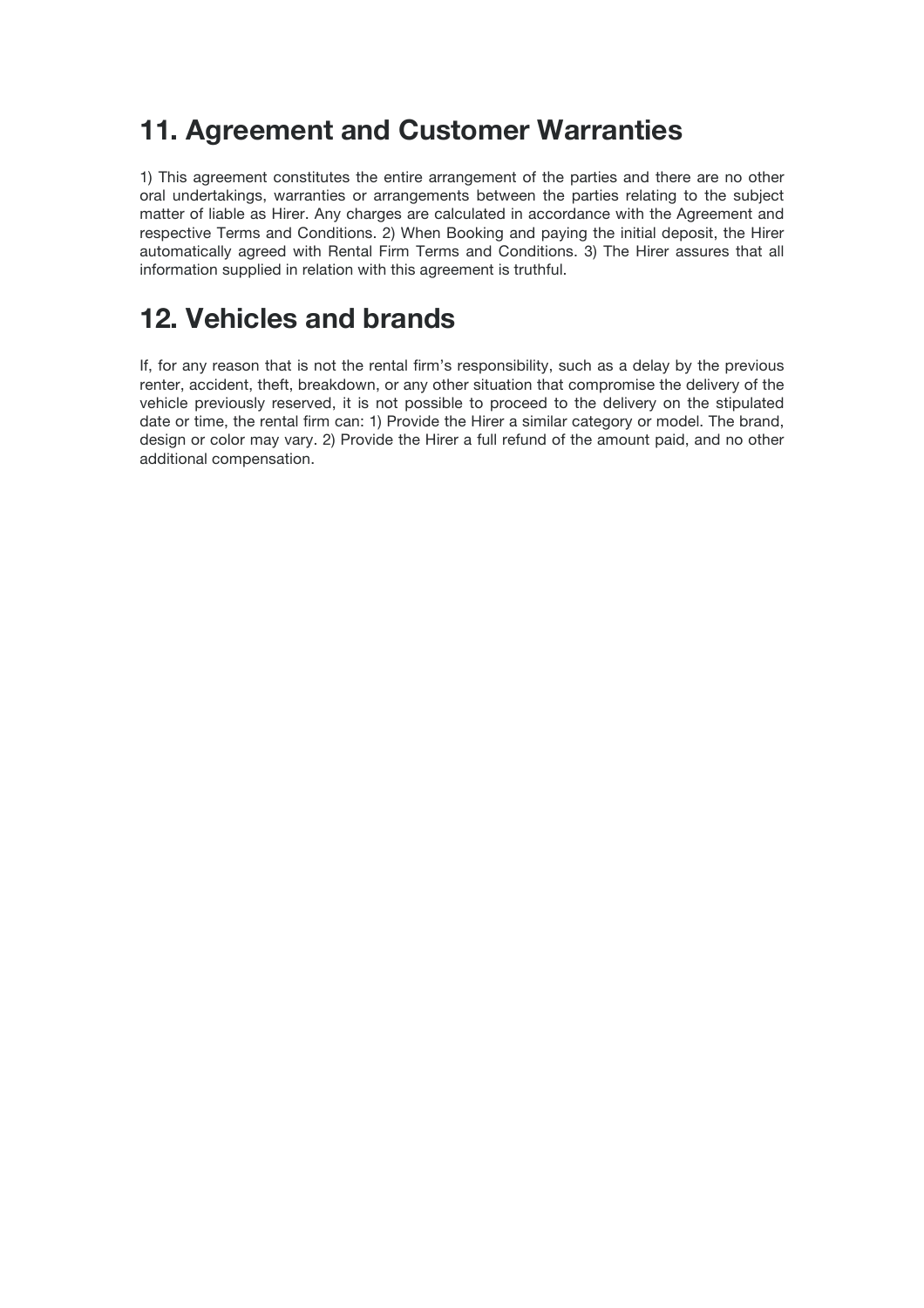## 11. Agreement and Customer Warranties

1) This agreement constitutes the entire arrangement of the parties and there are no other oral undertakings, warranties or arrangements between the parties relating to the subject matter of liable as Hirer. Any charges are calculated in accordance with the Agreement and respective Terms and Conditions. 2) When Booking and paying the initial deposit, the Hirer automatically agreed with Rental Firm Terms and Conditions. 3) The Hirer assures that all information supplied in relation with this agreement is truthful.

## 12. Vehicles and brands

If, for any reason that is not the rental firm's responsibility, such as a delay by the previous renter, accident, theft, breakdown, or any other situation that compromise the delivery of the vehicle previously reserved, it is not possible to proceed to the delivery on the stipulated date or time, the rental firm can: 1) Provide the Hirer a similar category or model. The brand, design or color may vary. 2) Provide the Hirer a full refund of the amount paid, and no other additional compensation.